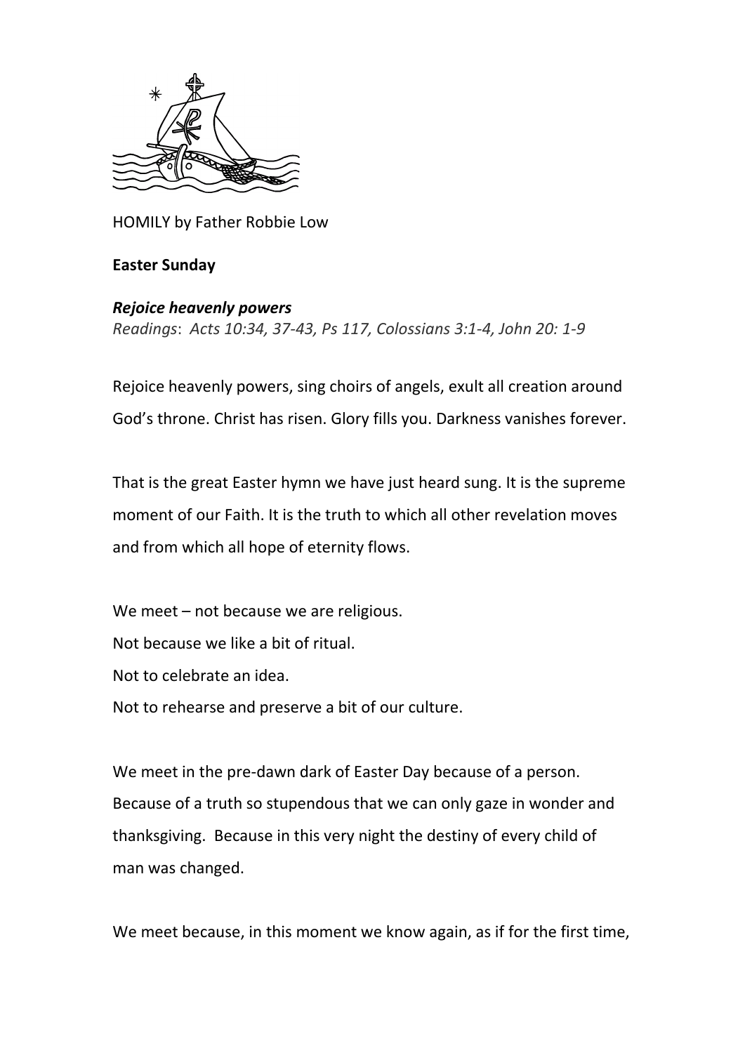HOMILY by Father Robbie Low

**Easter Sunday**

***Rejoice heavenly powers***

*Readings*: *Acts 10:34, 37-43, Ps 117, Colossians 3:1-4, John 20: 1-9*

Rejoice heavenly powers, sing choirs of angels, exult all creation around God's throne. Christ has risen. Glory fills you. Darkness vanishes forever.

That is the great Easter hymn we have just heard sung. It is the supreme moment of our Faith. It is the truth to which all other revelation moves and from which all hope of eternity flows.

We meet – not because we are religious.
Not because we like a bit of ritual.
Not to celebrate an idea.
Not to rehearse and preserve a bit of our culture.

We meet in the pre-dawn dark of Easter Day because of a person. Because of a truth so stupendous that we can only gaze in wonder and thanksgiving. Because in this very night the destiny of every child of man was changed.

We meet because, in this moment we know again, as if for the first time,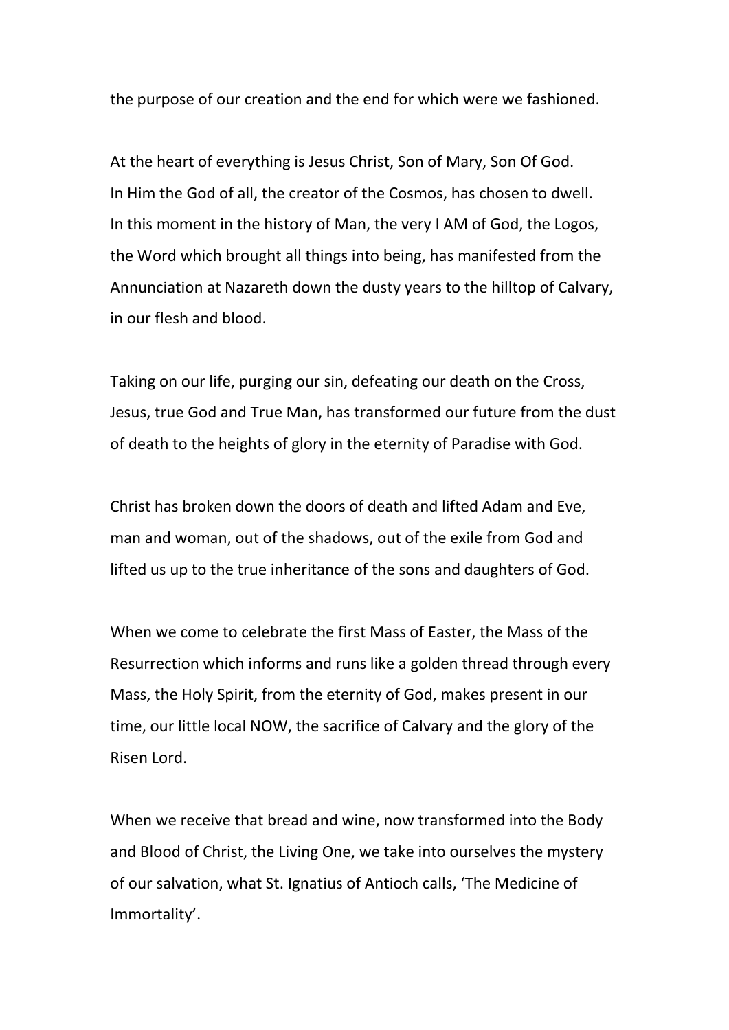the purpose of our creation and the end for which were we fashioned.

At the heart of everything is Jesus Christ, Son of Mary, Son Of God. In Him the God of all, the creator of the Cosmos, has chosen to dwell. In this moment in the history of Man, the very I AM of God, the Logos, the Word which brought all things into being, has manifested from the Annunciation at Nazareth down the dusty years to the hilltop of Calvary, in our flesh and blood.

Taking on our life, purging our sin, defeating our death on the Cross, Jesus, true God and True Man, has transformed our future from the dust of death to the heights of glory in the eternity of Paradise with God.

Christ has broken down the doors of death and lifted Adam and Eve, man and woman, out of the shadows, out of the exile from God and lifted us up to the true inheritance of the sons and daughters of God.

When we come to celebrate the first Mass of Easter, the Mass of the Resurrection which informs and runs like a golden thread through every Mass, the Holy Spirit, from the eternity of God, makes present in our time, our little local NOW, the sacrifice of Calvary and the glory of the Risen Lord.

When we receive that bread and wine, now transformed into the Body and Blood of Christ, the Living One, we take into ourselves the mystery of our salvation, what St. Ignatius of Antioch calls, 'The Medicine of Immortality'.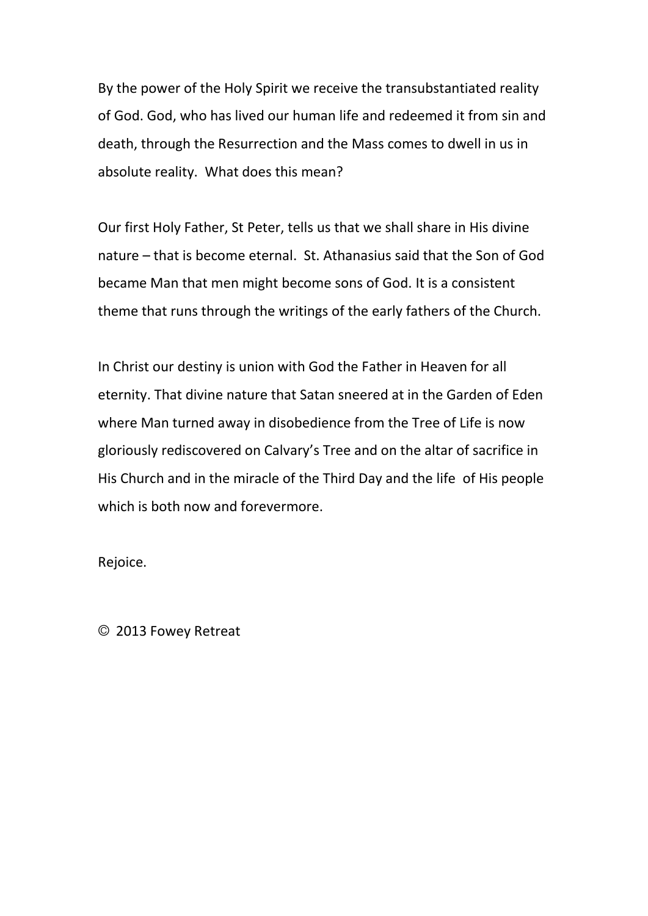By the power of the Holy Spirit we receive the transubstantiated reality of God. God, who has lived our human life and redeemed it from sin and death, through the Resurrection and the Mass comes to dwell in us in absolute reality. What does this mean?

Our first Holy Father, St Peter, tells us that we shall share in His divine nature – that is become eternal. St. Athanasius said that the Son of God became Man that men might become sons of God. It is a consistent theme that runs through the writings of the early fathers of the Church.

In Christ our destiny is union with God the Father in Heaven for all eternity. That divine nature that Satan sneered at in the Garden of Eden where Man turned away in disobedience from the Tree of Life is now gloriously rediscovered on Calvary's Tree and on the altar of sacrifice in His Church and in the miracle of the Third Day and the life of His people which is both now and forevermore.

Rejoice.

© 2013 Fowey Retreat